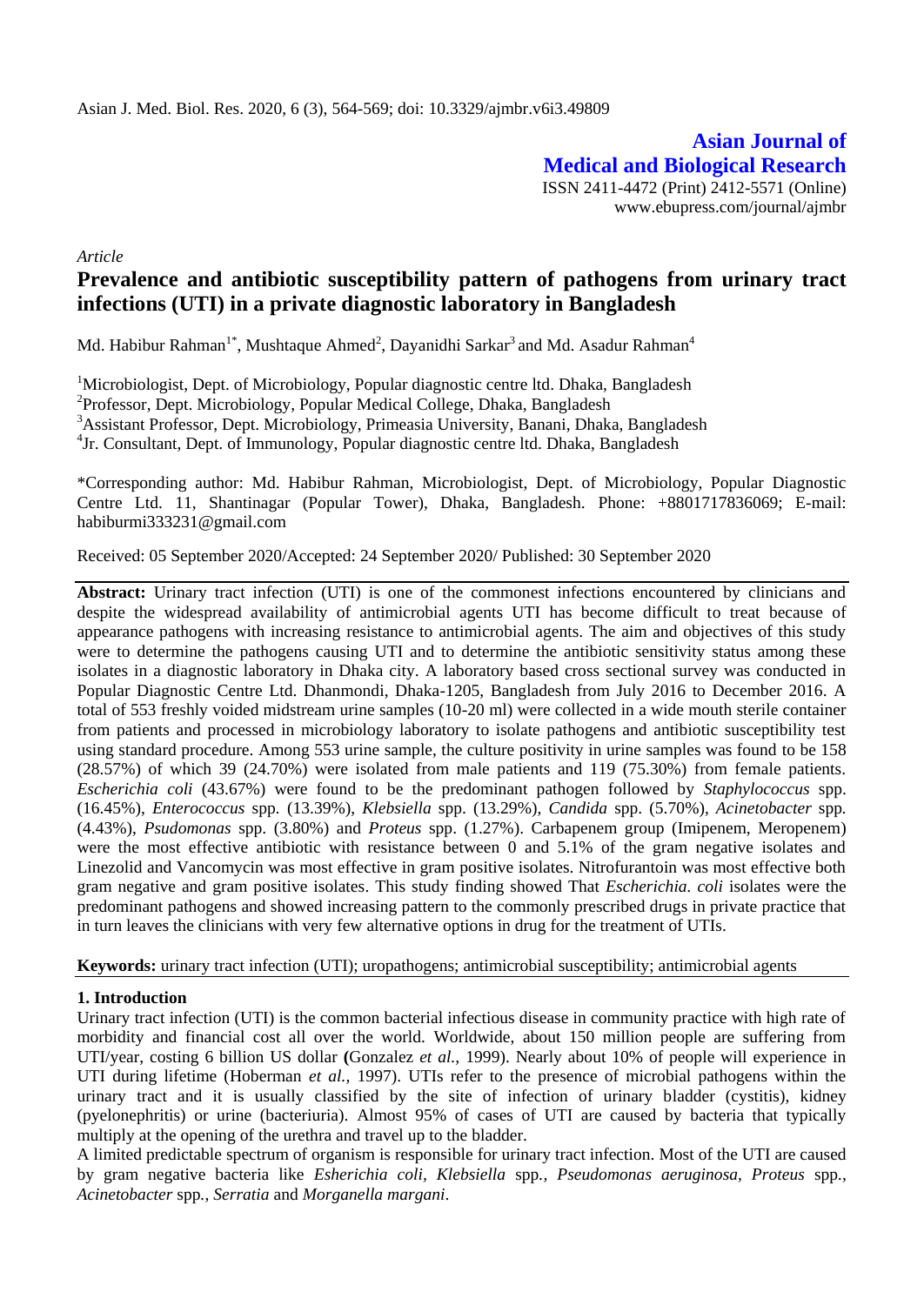**Asian Journal of Medical and Biological Research**

ISSN 2411-4472 (Print) 2412-5571 (Online)
www.ebupress.com/journal/ajmbr

*Article*

# Prevalence and antibiotic susceptibility pattern of pathogens from urinary tract infections (UTI) in a private diagnostic laboratory in Bangladesh

Md. Habibur Rahman[1*], Mushtaque Ahmed[2], Dayanidhi Sarkar[3] and Md. Asadur Rahman[4]

[1]Microbiologist, Dept. of Microbiology, Popular diagnostic centre ltd. Dhaka, Bangladesh
[2]Professor, Dept. Microbiology, Popular Medical College, Dhaka, Bangladesh
[3]Assistant Professor, Dept. Microbiology, Primeasia University, Banani, Dhaka, Bangladesh
[4]Jr. Consultant, Dept. of Immunology, Popular diagnostic centre ltd. Dhaka, Bangladesh

*Corresponding author: Md. Habibur Rahman, Microbiologist, Dept. of Microbiology, Popular Diagnostic Centre Ltd. 11, Shantinagar (Popular Tower), Dhaka, Bangladesh. Phone: +8801717836069; E-mail: habiburmi333231@gmail.com

Received: 05 September 2020/Accepted: 24 September 2020/ Published: 30 September 2020

**Abstract:** Urinary tract infection (UTI) is one of the commonest infections encountered by clinicians and despite the widespread availability of antimicrobial agents UTI has become difficult to treat because of appearance pathogens with increasing resistance to antimicrobial agents. The aim and objectives of this study were to determine the pathogens causing UTI and to determine the antibiotic sensitivity status among these isolates in a diagnostic laboratory in Dhaka city. A laboratory based cross sectional survey was conducted in Popular Diagnostic Centre Ltd. Dhanmondi, Dhaka-1205, Bangladesh from July 2016 to December 2016. A total of 553 freshly voided midstream urine samples (10-20 ml) were collected in a wide mouth sterile container from patients and processed in microbiology laboratory to isolate pathogens and antibiotic susceptibility test using standard procedure. Among 553 urine sample, the culture positivity in urine samples was found to be 158 (28.57%) of which 39 (24.70%) were isolated from male patients and 119 (75.30%) from female patients. *Escherichia coli* (43.67%) were found to be the predominant pathogen followed by *Staphylococcus* spp. (16.45%), *Enterococcus* spp. (13.39%), *Klebsiella* spp. (13.29%), *Candida* spp. (5.70%), *Acinetobacter* spp. (4.43%), *Psudomonas* spp. (3.80%) and *Proteus* spp. (1.27%). Carbapenem group (Imipenem, Meropenem) were the most effective antibiotic with resistance between 0 and 5.1% of the gram negative isolates and Linezolid and Vancomycin was most effective in gram positive isolates. Nitrofurantoin was most effective both gram negative and gram positive isolates. This study finding showed That *Escherichia. coli* isolates were the predominant pathogens and showed increasing pattern to the commonly prescribed drugs in private practice that in turn leaves the clinicians with very few alternative options in drug for the treatment of UTIs.

**Keywords:** urinary tract infection (UTI); uropathogens; antimicrobial susceptibility; antimicrobial agents

## 1. Introduction

Urinary tract infection (UTI) is the common bacterial infectious disease in community practice with high rate of morbidity and financial cost all over the world. Worldwide, about 150 million people are suffering from UTI/year, costing 6 billion US dollar **(**Gonzalez *et al.,* 1999). Nearly about 10% of people will experience in UTI during lifetime (Hoberman *et al.,* 1997). UTIs refer to the presence of microbial pathogens within the urinary tract and it is usually classified by the site of infection of urinary bladder (cystitis), kidney (pyelonephritis) or urine (bacteriuria). Almost 95% of cases of UTI are caused by bacteria that typically multiply at the opening of the urethra and travel up to the bladder.

A limited predictable spectrum of organism is responsible for urinary tract infection. Most of the UTI are caused by gram negative bacteria like *Esherichia coli, Klebsiella* spp.*, Pseudomonas aeruginosa, Proteus* spp.*, Acinetobacter* spp.*, Serratia* and *Morganella margani*.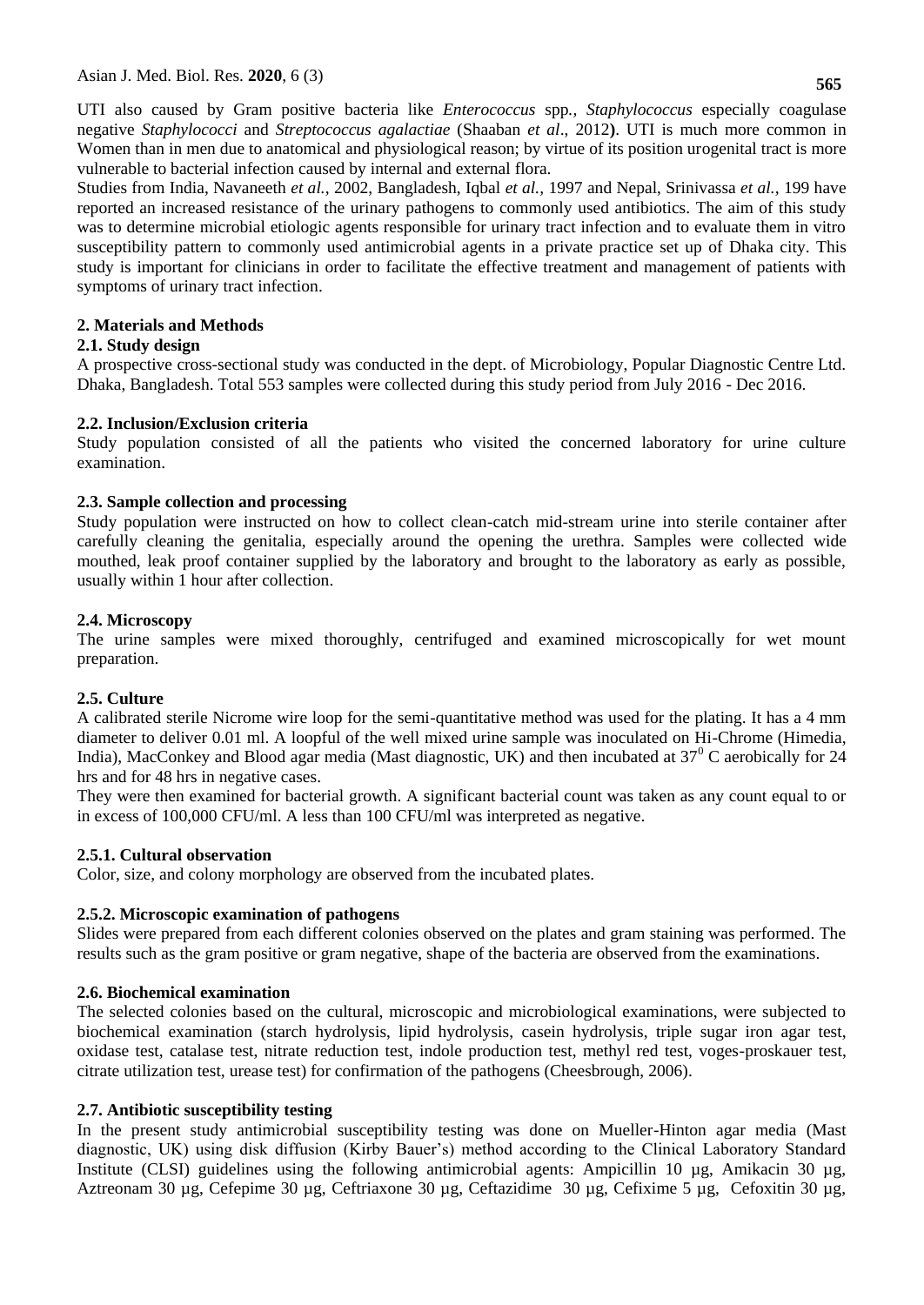UTI also caused by Gram positive bacteria like *Enterococcus* spp*., Staphylococcus* especially coagulase negative *Staphylococci* and *Streptococcus agalactiae* (Shaaban *et al*., 2012**)**. UTI is much more common in Women than in men due to anatomical and physiological reason; by virtue of its position urogenital tract is more vulnerable to bacterial infection caused by internal and external flora.

Studies from India, Navaneeth *et al.,* 2002, Bangladesh, Iqbal *et al.,* 1997 and Nepal, Srinivassa *et al.,* 199 have reported an increased resistance of the urinary pathogens to commonly used antibiotics. The aim of this study was to determine microbial etiologic agents responsible for urinary tract infection and to evaluate them in vitro susceptibility pattern to commonly used antimicrobial agents in a private practice set up of Dhaka city. This study is important for clinicians in order to facilitate the effective treatment and management of patients with symptoms of urinary tract infection.

## 2. Materials and Methods

### 2.1. Study design

A prospective cross-sectional study was conducted in the dept. of Microbiology, Popular Diagnostic Centre Ltd. Dhaka, Bangladesh. Total 553 samples were collected during this study period from July 2016 - Dec 2016.

### 2.2. Inclusion/Exclusion criteria

Study population consisted of all the patients who visited the concerned laboratory for urine culture examination.

### 2.3. Sample collection and processing

Study population were instructed on how to collect clean-catch mid-stream urine into sterile container after carefully cleaning the genitalia, especially around the opening the urethra. Samples were collected wide mouthed, leak proof container supplied by the laboratory and brought to the laboratory as early as possible, usually within 1 hour after collection.

### 2.4. Microscopy

The urine samples were mixed thoroughly, centrifuged and examined microscopically for wet mount preparation.

### 2.5. Culture

A calibrated sterile Nicrome wire loop for the semi-quantitative method was used for the plating. It has a 4 mm diameter to deliver 0.01 ml. A loopful of the well mixed urine sample was inoculated on Hi-Chrome (Himedia, India), MacConkey and Blood agar media (Mast diagnostic, UK) and then incubated at $37^0$ C aerobically for 24 hrs and for 48 hrs in negative cases.

They were then examined for bacterial growth. A significant bacterial count was taken as any count equal to or in excess of 100,000 CFU/ml. A less than 100 CFU/ml was interpreted as negative.

#### 2.5.1. Cultural observation

Color, size, and colony morphology are observed from the incubated plates.

#### 2.5.2. Microscopic examination of pathogens

Slides were prepared from each different colonies observed on the plates and gram staining was performed. The results such as the gram positive or gram negative, shape of the bacteria are observed from the examinations.

### 2.6. Biochemical examination

The selected colonies based on the cultural, microscopic and microbiological examinations, were subjected to biochemical examination (starch hydrolysis, lipid hydrolysis, casein hydrolysis, triple sugar iron agar test, oxidase test, catalase test, nitrate reduction test, indole production test, methyl red test, voges-proskauer test, citrate utilization test, urease test) for confirmation of the pathogens (Cheesbrough, 2006).

### 2.7. Antibiotic susceptibility testing

In the present study antimicrobial susceptibility testing was done on Mueller-Hinton agar media (Mast diagnostic, UK) using disk diffusion (Kirby Bauer's) method according to the Clinical Laboratory Standard Institute (CLSI) guidelines using the following antimicrobial agents: Ampicillin 10 µg, Amikacin 30 µg, Aztreonam 30 µg, Cefepime 30 µg, Ceftriaxone 30 µg, Ceftazidime 30 µg, Cefixime 5 µg, Cefoxitin 30 µg,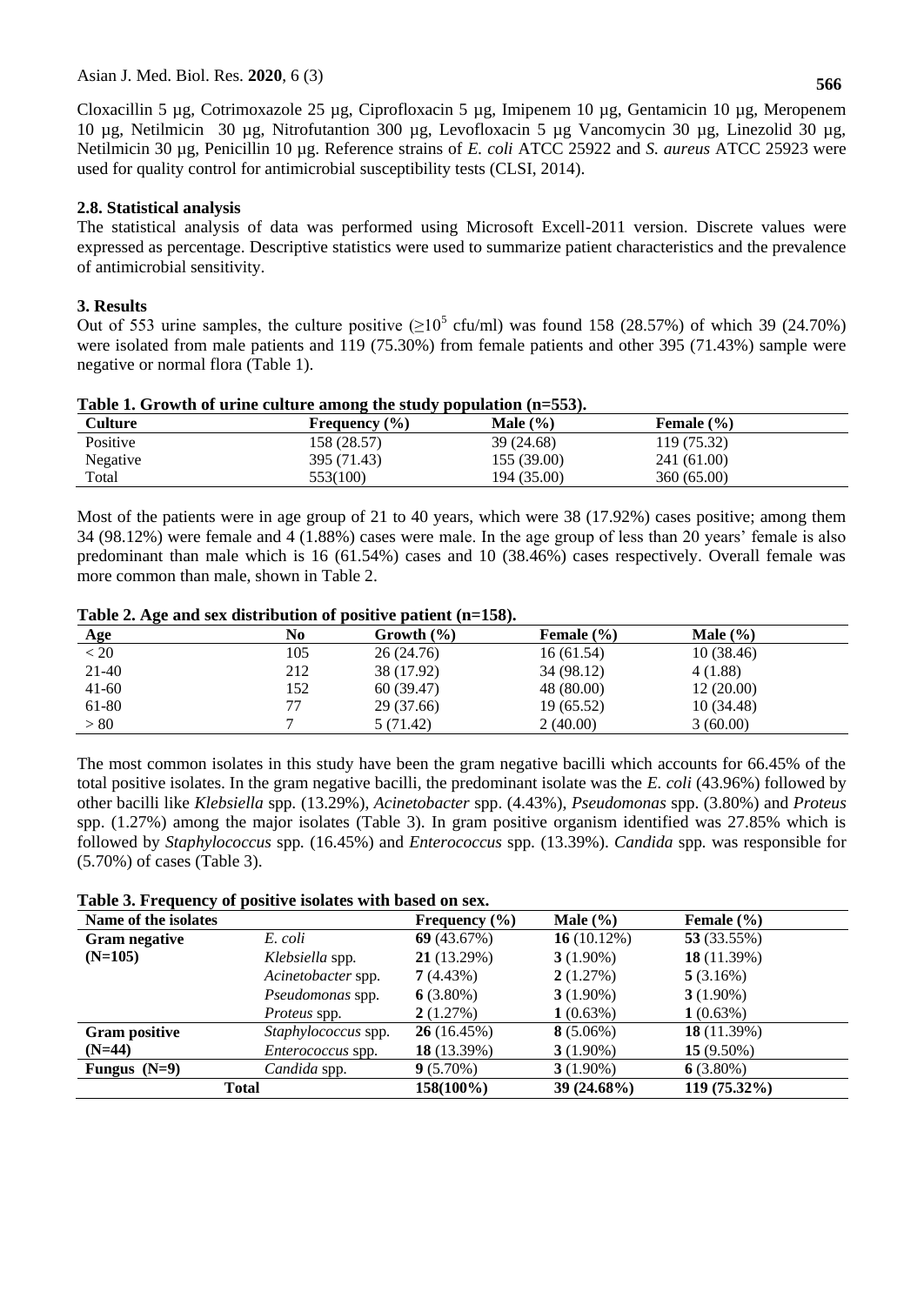Cloxacillin 5 µg, Cotrimoxazole 25 µg, Ciprofloxacin 5 µg, Imipenem 10 µg, Gentamicin 10 µg, Meropenem 10 µg, Netilmicin 30 µg, Nitrofutantion 300 µg, Levofloxacin 5 µg Vancomycin 30 µg, Linezolid 30 µg, Netilmicin 30 µg, Penicillin 10 µg. Reference strains of *E. coli* ATCC 25922 and *S. aureus* ATCC 25923 were used for quality control for antimicrobial susceptibility tests (CLSI, 2014).

### 2.8. Statistical analysis

The statistical analysis of data was performed using Microsoft Excell-2011 version. Discrete values were expressed as percentage. Descriptive statistics were used to summarize patient characteristics and the prevalence of antimicrobial sensitivity.

## 3. Results

Out of 553 urine samples, the culture positive ($\geq 10^5$ cfu/ml) was found 158 (28.57%) of which 39 (24.70%) were isolated from male patients and 119 (75.30%) from female patients and other 395 (71.43%) sample were negative or normal flora (Table 1).

**Table 1. Growth of urine culture among the study population (n=553).**

| Culture | Frequency (%) | Male (%) | Female (%) |
|---|---|---|---|
| Positive | 158 (28.57) | 39 (24.68) | 119 (75.32) |
| Negative | 395 (71.43) | 155 (39.00) | 241 (61.00) |
| Total | 553(100) | 194 (35.00) | 360 (65.00) |

Most of the patients were in age group of 21 to 40 years, which were 38 (17.92%) cases positive; among them 34 (98.12%) were female and 4 (1.88%) cases were male. In the age group of less than 20 years' female is also predominant than male which is 16 (61.54%) cases and 10 (38.46%) cases respectively. Overall female was more common than male, shown in Table 2.

**Table 2. Age and sex distribution of positive patient (n=158).**

| Age | No | Growth (%) | Female (%) | Male (%) |
|---|---|---|---|---|
| < 20 | 105 | 26 (24.76) | 16 (61.54) | 10 (38.46) |
| 21-40 | 212 | 38 (17.92) | 34 (98.12) | 4 (1.88) |
| 41-60 | 152 | 60 (39.47) | 48 (80.00) | 12 (20.00) |
| 61-80 | 77 | 29 (37.66) | 19 (65.52) | 10 (34.48) |
| > 80 | 7 | 5 (71.42) | 2 (40.00) | 3 (60.00) |

The most common isolates in this study have been the gram negative bacilli which accounts for 66.45% of the total positive isolates. In the gram negative bacilli, the predominant isolate was the *E. coli* (43.96%) followed by other bacilli like *Klebsiella* spp. (13.29%), *Acinetobacter* spp. (4.43%), *Pseudomonas* spp. (3.80%) and *Proteus* spp. (1.27%) among the major isolates (Table 3). In gram positive organism identified was 27.85% which is followed by *Staphylococcus* spp. (16.45%) and *Enterococcus* spp. (13.39%). *Candida* spp. was responsible for (5.70%) of cases (Table 3).

**Table 3. Frequency of positive isolates with based on sex.**

| Name of the isolates | | Frequency (%) | Male (%) | Female (%) |
|---|---|---|---|---|
| **Gram negative (N=105)** | *E. coli* | **69** (43.67%) | **16** (10.12%) | **53** (33.55%) |
| | *Klebsiella* spp. | **21** (13.29%) | **3** (1.90%) | **18** (11.39%) |
| | *Acinetobacter* spp. | **7** (4.43%) | **2** (1.27%) | **5** (3.16%) |
| | *Pseudomonas* spp. | **6** (3.80%) | **3** (1.90%) | **3** (1.90%) |
| | *Proteus* spp. | **2** (1.27%) | **1** (0.63%) | **1** (0.63%) |
| **Gram positive (N=44)** | *Staphylococcus* spp. | **26** (16.45%) | **8** (5.06%) | **18** (11.39%) |
| | *Enterococcus* spp. | **18** (13.39%) | **3** (1.90%) | **15** (9.50%) |
| **Fungus (N=9)** | *Candida* spp. | **9** (5.70%) | **3** (1.90%) | **6** (3.80%) |
| **Total** | | **158(100%)** | **39 (24.68%)** | **119 (75.32%)** |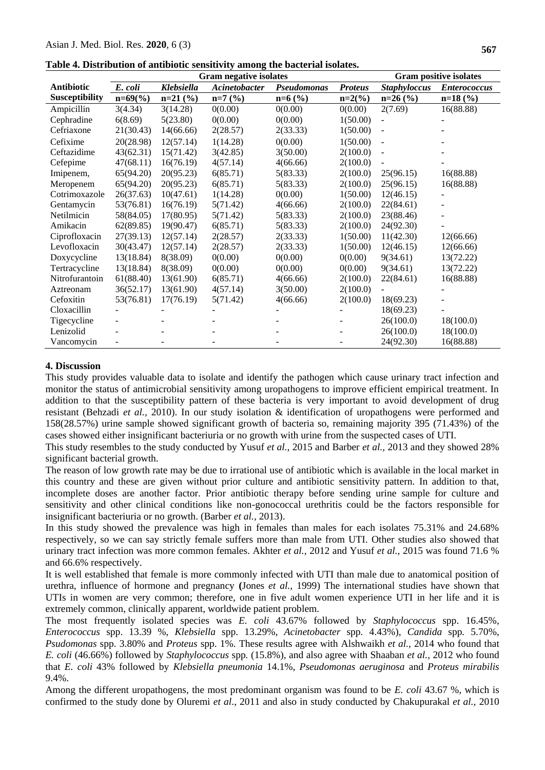**Table 4. Distribution of antibiotic sensitivity among the bacterial isolates.**

| Antibiotic Susceptibility | Gram negative isolates | | | | | Gram positive isolates | |
|---|---|---|---|---|---|---|---|
| | *E. coli* n=69(%) | *Klebsiella* n=21 (%) | *Acinetobacter* n=7 (%) | *Pseudomonas* n=6 (%) | *Proteus* n=2(%) | *Staphyloccus* n=26 (%) | *Enterococcus* n=18 (%) |
| Ampicillin | 3(4.34) | 3(14.28) | 0(0.00) | 0(0.00) | 0(0.00) | 2(7.69) | 16(88.88) |
| Cephradine | 6(8.69) | 5(23.80) | 0(0.00) | 0(0.00) | 1(50.00) | - | - |
| Cefriaxone | 21(30.43) | 14(66.66) | 2(28.57) | 2(33.33) | 1(50.00) | - | - |
| Cefixime | 20(28.98) | 12(57.14) | 1(14.28) | 0(0.00) | 1(50.00) | - | - |
| Ceftazidime | 43(62.31) | 15(71.42) | 3(42.85) | 3(50.00) | 2(100.0) | - | - |
| Cefepime | 47(68.11) | 16(76.19) | 4(57.14) | 4(66.66) | 2(100.0) | - | - |
| Imipenem, | 65(94.20) | 20(95.23) | 6(85.71) | 5(83.33) | 2(100.0) | 25(96.15) | 16(88.88) |
| Meropenem | 65(94.20) | 20(95.23) | 6(85.71) | 5(83.33) | 2(100.0) | 25(96.15) | 16(88.88) |
| Cotrimoxazole | 26(37.63) | 10(47.61) | 1(14.28) | 0(0.00) | 1(50.00) | 12(46.15) | - |
| Gentamycin | 53(76.81) | 16(76.19) | 5(71.42) | 4(66.66) | 2(100.0) | 22(84.61) | - |
| Netilmicin | 58(84.05) | 17(80.95) | 5(71.42) | 5(83.33) | 2(100.0) | 23(88.46) | - |
| Amikacin | 62(89.85) | 19(90.47) | 6(85.71) | 5(83.33) | 2(100.0) | 24(92.30) | - |
| Ciprofloxacin | 27(39.13) | 12(57.14) | 2(28.57) | 2(33.33) | 1(50.00) | 11(42.30) | 12(66.66) |
| Levofloxacin | 30(43.47) | 12(57.14) | 2(28.57) | 2(33.33) | 1(50.00) | 12(46.15) | 12(66.66) |
| Doxycycline | 13(18.84) | 8(38.09) | 0(0.00) | 0(0.00) | 0(0.00) | 9(34.61) | 13(72.22) |
| Tertracycline | 13(18.84) | 8(38.09) | 0(0.00) | 0(0.00) | 0(0.00) | 9(34.61) | 13(72.22) |
| Nitrofurantoin | 61(88.40) | 13(61.90) | 6(85.71) | 4(66.66) | 2(100.0) | 22(84.61) | 16(88.88) |
| Aztreonam | 36(52.17) | 13(61.90) | 4(57.14) | 3(50.00) | 2(100.0) | - | - |
| Cefoxitin | 53(76.81) | 17(76.19) | 5(71.42) | 4(66.66) | 2(100.0) | 18(69.23) | - |
| Cloxacillin | - | - | - | - | - | 18(69.23) | - |
| Tigecycline | - | - | - | - | - | 26(100.0) | 18(100.0) |
| Lenizolid | - | - | - | - | - | 26(100.0) | 18(100.0) |
| Vancomycin | - | - | - | - | - | 24(92.30) | 16(88.88) |

## 4. Discussion

This study provides valuable data to isolate and identify the pathogen which cause urinary tract infection and monitor the status of antimicrobial sensitivity among uropathogens to improve efficient empirical treatment. In addition to that the susceptibility pattern of these bacteria is very important to avoid development of drug resistant (Behzadi *et al.*, 2010). In our study isolation & identification of uropathogens were performed and 158(28.57%) urine sample showed significant growth of bacteria so, remaining majority 395 (71.43%) of the cases showed either insignificant bacteriuria or no growth with urine from the suspected cases of UTI.

This study resembles to the study conducted by Yusuf *et al.,* 2015 and Barber *et al.,* 2013 and they showed 28% significant bacterial growth.

The reason of low growth rate may be due to irrational use of antibiotic which is available in the local market in this country and these are given without prior culture and antibiotic sensitivity pattern. In addition to that, incomplete doses are another factor. Prior antibiotic therapy before sending urine sample for culture and sensitivity and other clinical conditions like non-gonococcal urethritis could be the factors responsible for insignificant bacteriuria or no growth. (Barber *et al.,* 2013).

In this study showed the prevalence was high in females than males for each isolates 75.31% and 24.68% respectively, so we can say strictly female suffers more than male from UTI. Other studies also showed that urinary tract infection was more common females. Akhter *et al.,* 2012 and Yusuf *et al.,* 2015 was found 71.6 % and 66.6% respectively.

It is well established that female is more commonly infected with UTI than male due to anatomical position of urethra, influence of hormone and pregnancy **(**Jones *et al.,* 1999) The international studies have shown that UTIs in women are very common; therefore, one in five adult women experience UTI in her life and it is extremely common, clinically apparent, worldwide patient problem.

The most frequently isolated species was *E. coli* 43.67% followed by *Staphylococcus* spp. 16.45%, *Enterococcus* spp. 13.39 %, *Klebsiella* spp. 13.29%, *Acinetobacter* spp*.* 4.43%), *Candida* spp*.* 5.70%, *Psudomonas* spp. 3.80% and *Proteus* spp. 1%. These results agree with Alshwaikh *et al.,* 2014 who found that *E. coli* (46.66%) followed by *Staphylococcus* spp*.* (15.8%), and also agree with Shaaban *et al.,* 2012 who found that *E. coli* 43% followed by *Klebsiella pneumonia* 14.1%, *Pseudomonas aeruginosa* and *Proteus mirabilis* 9.4%.

Among the different uropathogens, the most predominant organism was found to be *E. coli* 43.67 %, which is confirmed to the study done by Oluremi *et al*., 2011 and also in study conducted by Chakupurakal *et al.,* 2010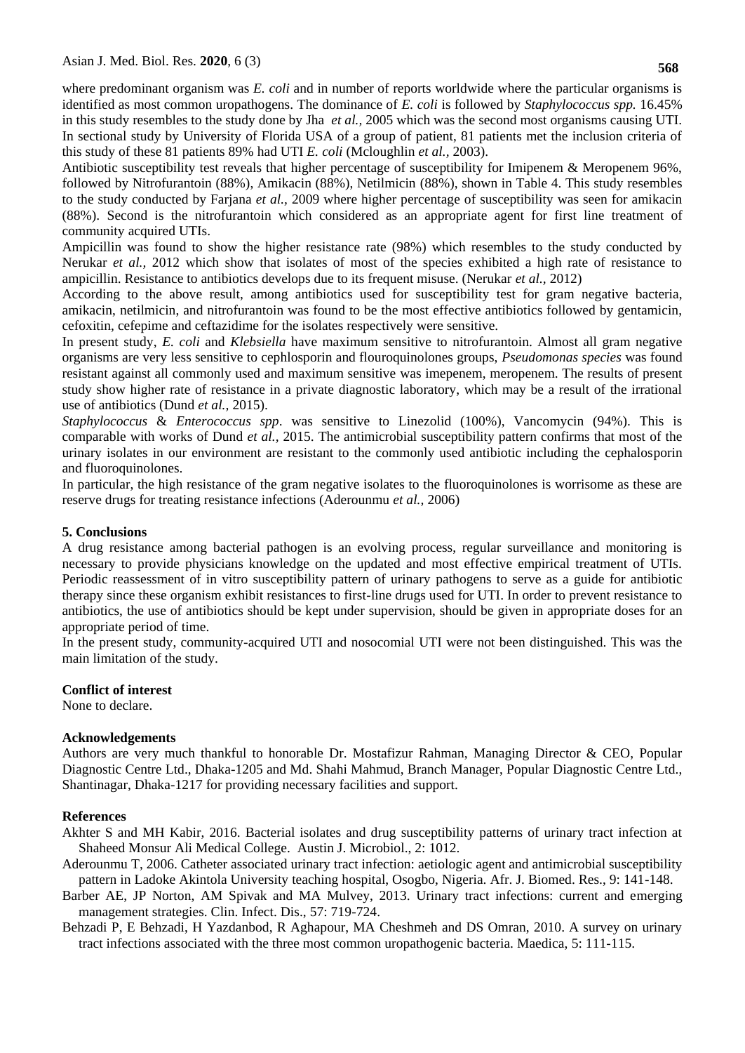where predominant organism was *E. coli* and in number of reports worldwide where the particular organisms is identified as most common uropathogens. The dominance of *E. coli* is followed by *Staphylococcus spp.* 16.45% in this study resembles to the study done by Jha *et al.,* 2005 which was the second most organisms causing UTI. In sectional study by University of Florida USA of a group of patient, 81 patients met the inclusion criteria of this study of these 81 patients 89% had UTI *E. coli* (Mcloughlin *et al.,* 2003).

Antibiotic susceptibility test reveals that higher percentage of susceptibility for Imipenem & Meropenem 96%, followed by Nitrofurantoin (88%), Amikacin (88%), Netilmicin (88%), shown in Table 4. This study resembles to the study conducted by Farjana *et al.,* 2009 where higher percentage of susceptibility was seen for amikacin (88%). Second is the nitrofurantoin which considered as an appropriate agent for first line treatment of community acquired UTIs.

Ampicillin was found to show the higher resistance rate (98%) which resembles to the study conducted by Nerukar *et al.,* 2012 which show that isolates of most of the species exhibited a high rate of resistance to ampicillin. Resistance to antibiotics develops due to its frequent misuse. (Nerukar *et al.,* 2012)

According to the above result, among antibiotics used for susceptibility test for gram negative bacteria, amikacin, netilmicin, and nitrofurantoin was found to be the most effective antibiotics followed by gentamicin, cefoxitin, cefepime and ceftazidime for the isolates respectively were sensitive.

In present study, *E. coli* and *Klebsiella* have maximum sensitive to nitrofurantoin. Almost all gram negative organisms are very less sensitive to cephlosporin and flouroquinolones groups, *Pseudomonas species* was found resistant against all commonly used and maximum sensitive was imepenem, meropenem. The results of present study show higher rate of resistance in a private diagnostic laboratory, which may be a result of the irrational use of antibiotics (Dund *et al.,* 2015).

*Staphylococcus* & *Enterococcus spp*. was sensitive to Linezolid (100%), Vancomycin (94%). This is comparable with works of Dund *et al.,* 2015. The antimicrobial susceptibility pattern confirms that most of the urinary isolates in our environment are resistant to the commonly used antibiotic including the cephalosporin and fluoroquinolones.

In particular, the high resistance of the gram negative isolates to the fluoroquinolones is worrisome as these are reserve drugs for treating resistance infections (Aderounmu *et al.,* 2006)

## 5. Conclusions

A drug resistance among bacterial pathogen is an evolving process, regular surveillance and monitoring is necessary to provide physicians knowledge on the updated and most effective empirical treatment of UTIs. Periodic reassessment of in vitro susceptibility pattern of urinary pathogens to serve as a guide for antibiotic therapy since these organism exhibit resistances to first-line drugs used for UTI. In order to prevent resistance to antibiotics, the use of antibiotics should be kept under supervision, should be given in appropriate doses for an appropriate period of time.

In the present study, community-acquired UTI and nosocomial UTI were not been distinguished. This was the main limitation of the study.

## Conflict of interest

None to declare.

## Acknowledgements

Authors are very much thankful to honorable Dr. Mostafizur Rahman, Managing Director & CEO, Popular Diagnostic Centre Ltd., Dhaka-1205 and Md. Shahi Mahmud, Branch Manager, Popular Diagnostic Centre Ltd., Shantinagar, Dhaka-1217 for providing necessary facilities and support.

## References

Akhter S and MH Kabir, 2016. Bacterial isolates and drug susceptibility patterns of urinary tract infection at Shaheed Monsur Ali Medical College. Austin J. Microbiol., 2: 1012.

Aderounmu T, 2006. Catheter associated urinary tract infection: aetiologic agent and antimicrobial susceptibility pattern in Ladoke Akintola University teaching hospital, Osogbo, Nigeria. Afr. J. Biomed. Res., 9: 141-148.

Barber AE, JP Norton, AM Spivak and MA Mulvey, 2013. Urinary tract infections: current and emerging management strategies. Clin. Infect. Dis., 57: 719-724.

Behzadi P, E Behzadi, H Yazdanbod, R Aghapour, MA Cheshmeh and DS Omran, 2010. A survey on urinary tract infections associated with the three most common uropathogenic bacteria. Maedica, 5: 111-115.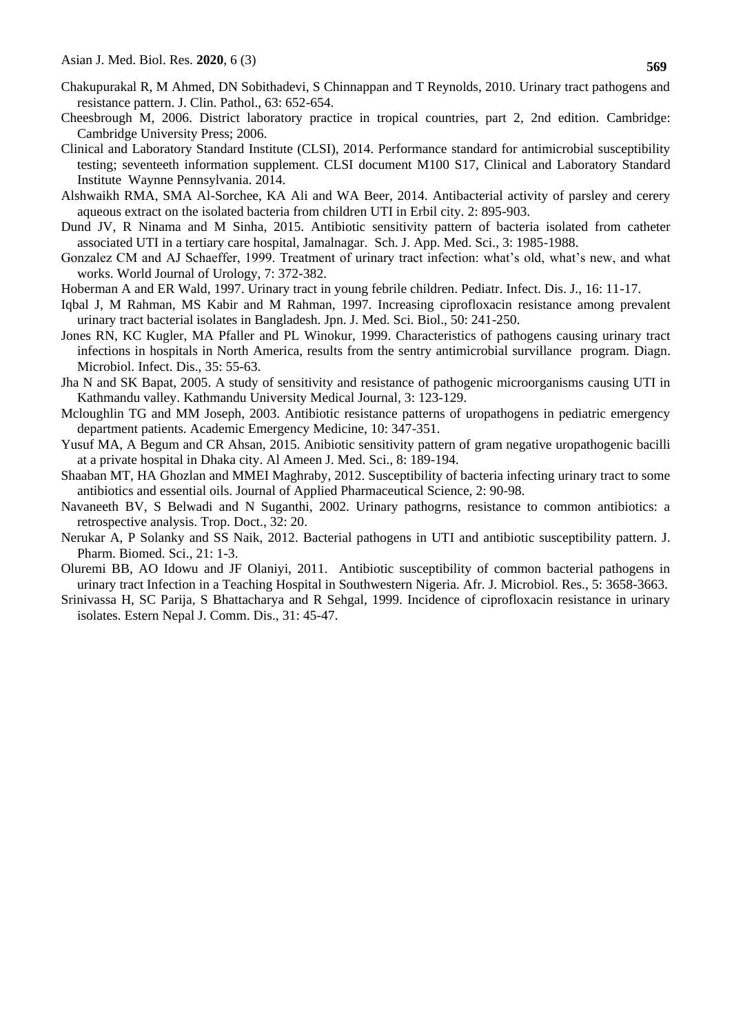Chakupurakal R, M Ahmed, DN Sobithadevi, S Chinnappan and T Reynolds, 2010. Urinary tract pathogens and resistance pattern. J. Clin. Pathol., 63: 652-654.

Cheesbrough M, 2006. District laboratory practice in tropical countries, part 2, 2nd edition. Cambridge: Cambridge University Press; 2006.

Clinical and Laboratory Standard Institute (CLSI), 2014. Performance standard for antimicrobial susceptibility testing; seventeeth information supplement. CLSI document M100 S17, Clinical and Laboratory Standard Institute Waynne Pennsylvania. 2014.

Alshwaikh RMA, SMA Al-Sorchee, KA Ali and WA Beer, 2014. Antibacterial activity of parsley and cerery aqueous extract on the isolated bacteria from children UTI in Erbil city. 2: 895-903.

Dund JV, R Ninama and M Sinha, 2015. Antibiotic sensitivity pattern of bacteria isolated from catheter associated UTI in a tertiary care hospital, Jamalnagar. Sch. J. App. Med. Sci., 3: 1985-1988.

Gonzalez CM and AJ Schaeffer, 1999. Treatment of urinary tract infection: what's old, what's new, and what works. World Journal of Urology, 7: 372-382.

Hoberman A and ER Wald, 1997. Urinary tract in young febrile children. Pediatr. Infect. Dis. J., 16: 11-17.

Iqbal J, M Rahman, MS Kabir and M Rahman, 1997. Increasing ciprofloxacin resistance among prevalent urinary tract bacterial isolates in Bangladesh. Jpn. J. Med. Sci. Biol., 50: 241-250.

Jones RN, KC Kugler, MA Pfaller and PL Winokur, 1999. Characteristics of pathogens causing urinary tract infections in hospitals in North America, results from the sentry antimicrobial survillance program. Diagn. Microbiol. Infect. Dis., 35: 55-63.

Jha N and SK Bapat, 2005. A study of sensitivity and resistance of pathogenic microorganisms causing UTI in Kathmandu valley. Kathmandu University Medical Journal, 3: 123-129.

Mcloughlin TG and MM Joseph, 2003. Antibiotic resistance patterns of uropathogens in pediatric emergency department patients. Academic Emergency Medicine, 10: 347-351.

Yusuf MA, A Begum and CR Ahsan, 2015. Anibiotic sensitivity pattern of gram negative uropathogenic bacilli at a private hospital in Dhaka city. Al Ameen J. Med. Sci., 8: 189-194.

Shaaban MT, HA Ghozlan and MMEI Maghraby, 2012. Susceptibility of bacteria infecting urinary tract to some antibiotics and essential oils. Journal of Applied Pharmaceutical Science, 2: 90-98.

Navaneeth BV, S Belwadi and N Suganthi, 2002. Urinary pathogrns, resistance to common antibiotics: a retrospective analysis. Trop. Doct., 32: 20.

Nerukar A, P Solanky and SS Naik, 2012. Bacterial pathogens in UTI and antibiotic susceptibility pattern. J. Pharm. Biomed. Sci., 21: 1-3.

Oluremi BB, AO Idowu and JF Olaniyi, 2011. Antibiotic susceptibility of common bacterial pathogens in urinary tract Infection in a Teaching Hospital in Southwestern Nigeria. Afr. J. Microbiol. Res., 5: 3658-3663.

Srinivassa H, SC Parija, S Bhattacharya and R Sehgal, 1999. Incidence of ciprofloxacin resistance in urinary isolates. Estern Nepal J. Comm. Dis., 31: 45-47.